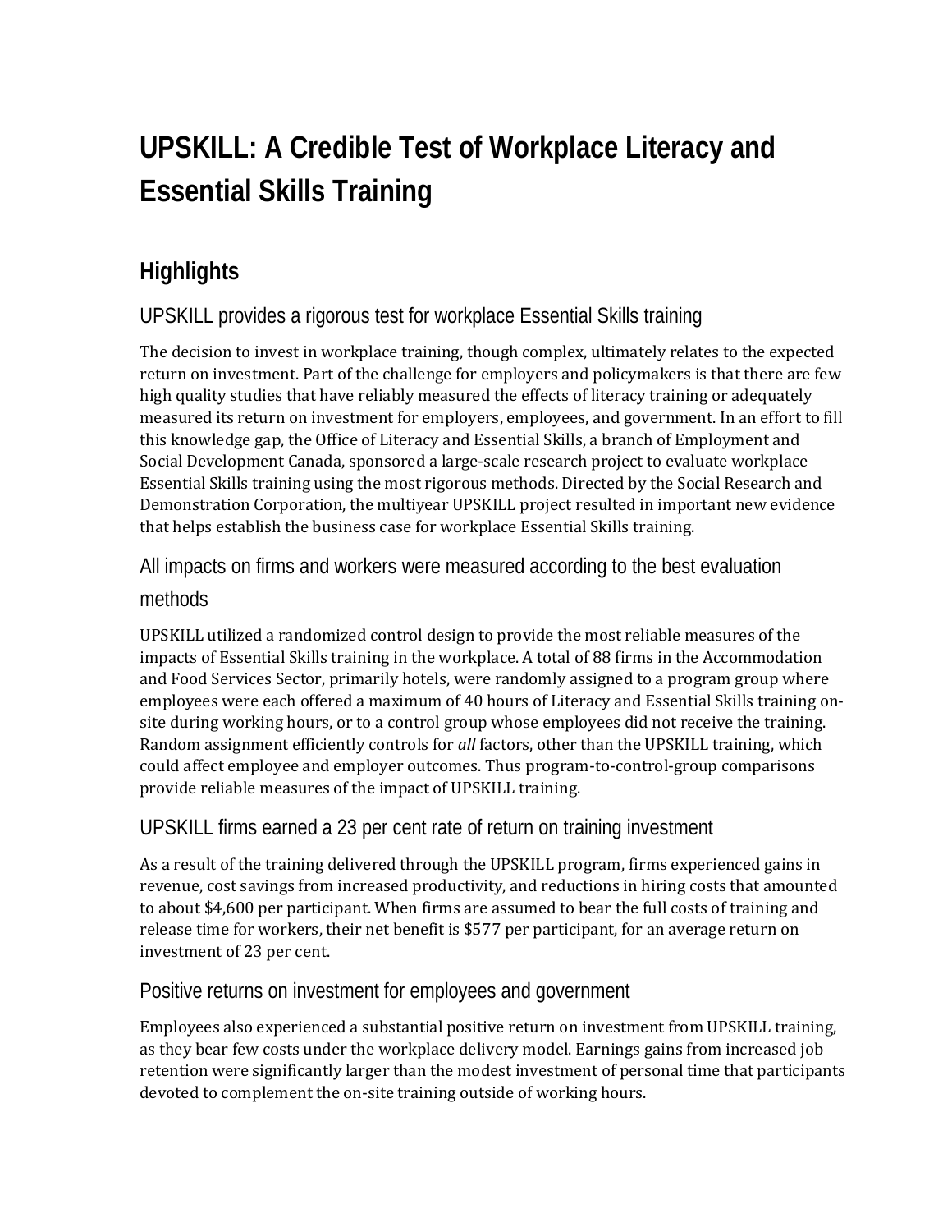# UPSKILL: A Credible Test of Workplace Literacy and Essential Skills Training

## Highlights

### UPSKILL provides a rigorous test for workplace Essential Skills training

The decision to invest in workplace training, though complex, ultimately relates to the expected return on investment. Part of the challenge for employers and policymakers is that there are few high quality studies that have reliably measured the effects of literacy training or adequately measured its return on investment for employers, employees, and government. In an effort to fill this knowledge gap, the Office of Literacy and Essential Skills, a branch of Employment and Social Development Canada, sponsored a large-scale research project to evaluate workplace Essential Skills training using the most rigorous methods. Directed by the Social Research and Demonstration Corporation, the multiyear UPSKILL project resulted in important new evidence that helps establish the business case for workplace Essential Skills training.

### All impacts on firms and workers were measured according to the best evaluation methods

UPSKILL utilized a randomized control design to provide the most reliable measures of the impacts of Essential Skills training in the workplace. A total of 88 firms in the Accommodation and Food Services Sector, primarily hotels, were randomly assigned to a program group where employees were each offered a maximum of 40 hours of Literacy and Essential Skills training on-site during working hours, or to a control group whose employees did not receive the training. Random assignment efficiently controls for *all* factors, other than the UPSKILL training, which could affect employee and employer outcomes. Thus program-to-control-group comparisons provide reliable measures of the impact of UPSKILL training.

### UPSKILL firms earned a 23 per cent rate of return on training investment

As a result of the training delivered through the UPSKILL program, firms experienced gains in revenue, cost savings from increased productivity, and reductions in hiring costs that amounted to about $4,600 per participant. When firms are assumed to bear the full costs of training and release time for workers, their net benefit is $577 per participant, for an average return on investment of 23 per cent.

### Positive returns on investment for employees and government

Employees also experienced a substantial positive return on investment from UPSKILL training, as they bear few costs under the workplace delivery model. Earnings gains from increased job retention were significantly larger than the modest investment of personal time that participants devoted to complement the on-site training outside of working hours.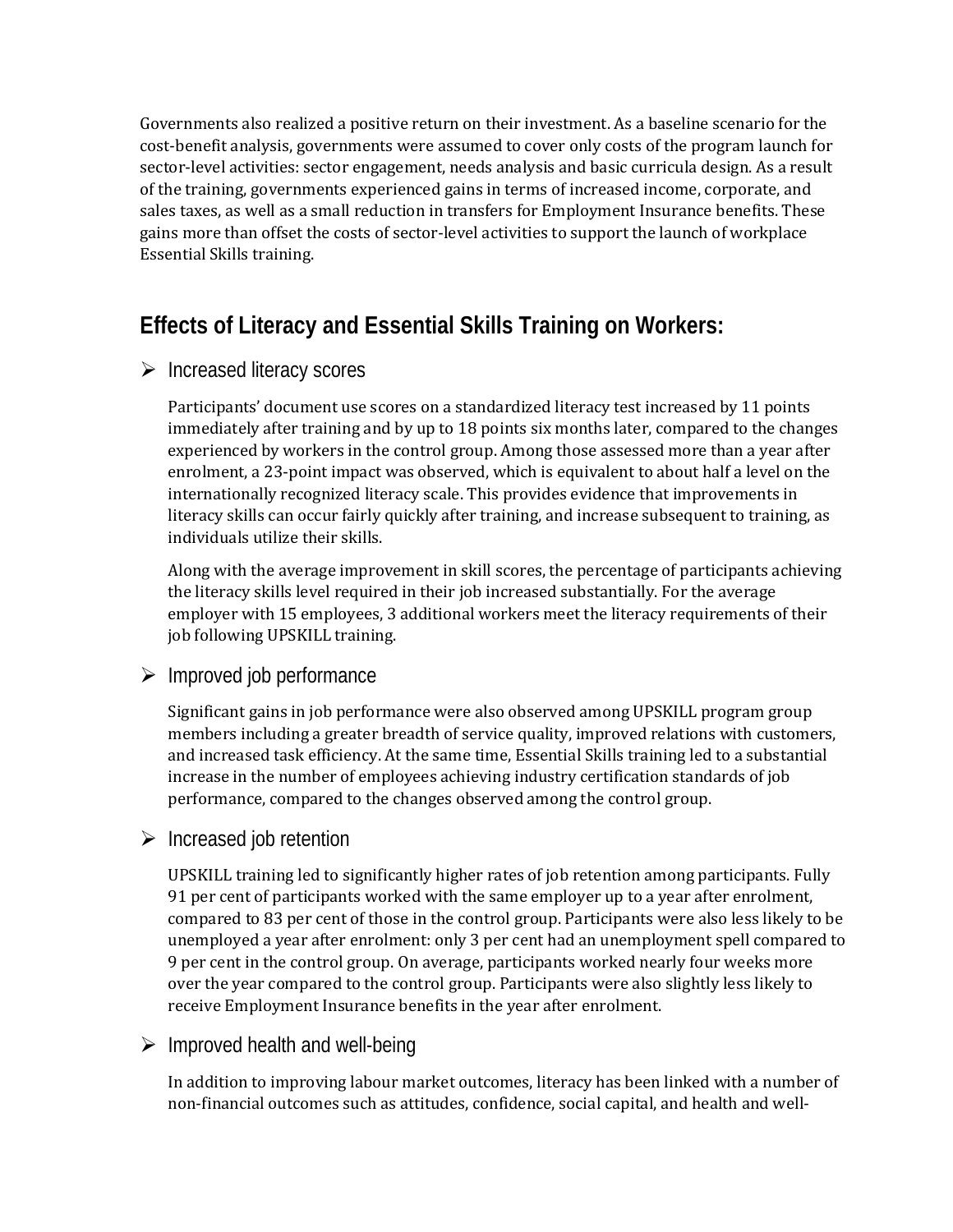Governments also realized a positive return on their investment. As a baseline scenario for the cost-benefit analysis, governments were assumed to cover only costs of the program launch for sector-level activities: sector engagement, needs analysis and basic curricula design. As a result of the training, governments experienced gains in terms of increased income, corporate, and sales taxes, as well as a small reduction in transfers for Employment Insurance benefits. These gains more than offset the costs of sector-level activities to support the launch of workplace Essential Skills training.

## Effects of Literacy and Essential Skills Training on Workers:

- Increased literacy scores

  Participants' document use scores on a standardized literacy test increased by 11 points immediately after training and by up to 18 points six months later, compared to the changes experienced by workers in the control group. Among those assessed more than a year after enrolment, a 23-point impact was observed, which is equivalent to about half a level on the internationally recognized literacy scale. This provides evidence that improvements in literacy skills can occur fairly quickly after training, and increase subsequent to training, as individuals utilize their skills.

  Along with the average improvement in skill scores, the percentage of participants achieving the literacy skills level required in their job increased substantially. For the average employer with 15 employees, 3 additional workers meet the literacy requirements of their job following UPSKILL training.

- Improved job performance

  Significant gains in job performance were also observed among UPSKILL program group members including a greater breadth of service quality, improved relations with customers, and increased task efficiency. At the same time, Essential Skills training led to a substantial increase in the number of employees achieving industry certification standards of job performance, compared to the changes observed among the control group.

- Increased job retention

  UPSKILL training led to significantly higher rates of job retention among participants. Fully 91 per cent of participants worked with the same employer up to a year after enrolment, compared to 83 per cent of those in the control group. Participants were also less likely to be unemployed a year after enrolment: only 3 per cent had an unemployment spell compared to 9 per cent in the control group. On average, participants worked nearly four weeks more over the year compared to the control group. Participants were also slightly less likely to receive Employment Insurance benefits in the year after enrolment.

- Improved health and well-being

  In addition to improving labour market outcomes, literacy has been linked with a number of non-financial outcomes such as attitudes, confidence, social capital, and health and well-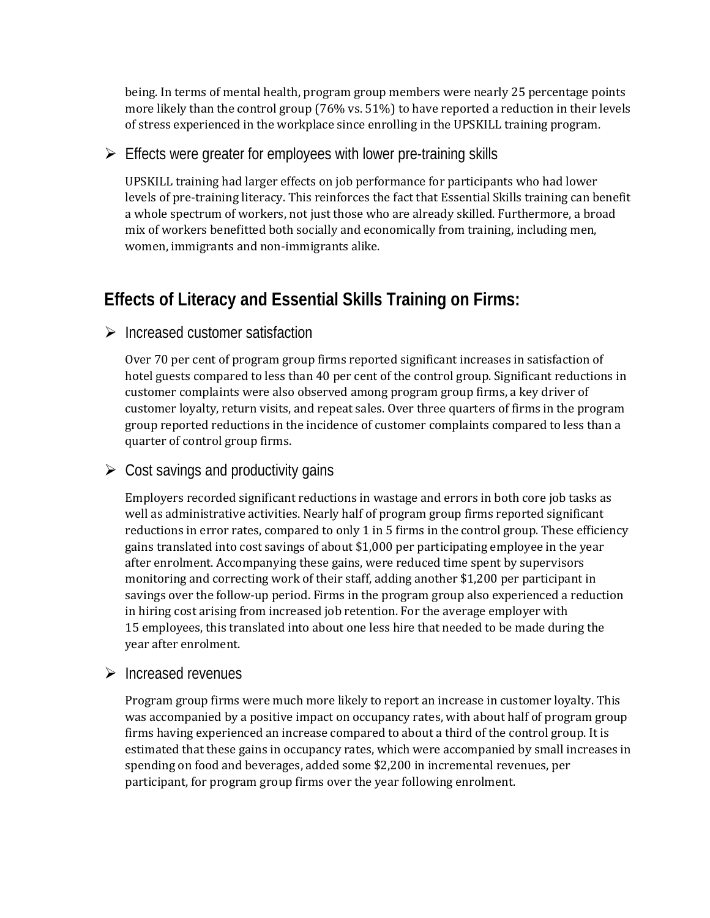being. In terms of mental health, program group members were nearly 25 percentage points more likely than the control group (76% vs. 51%) to have reported a reduction in their levels of stress experienced in the workplace since enrolling in the UPSKILL training program.

- Effects were greater for employees with lower pre-training skills

  UPSKILL training had larger effects on job performance for participants who had lower levels of pre-training literacy. This reinforces the fact that Essential Skills training can benefit a whole spectrum of workers, not just those who are already skilled. Furthermore, a broad mix of workers benefitted both socially and economically from training, including men, women, immigrants and non-immigrants alike.

## Effects of Literacy and Essential Skills Training on Firms:

- Increased customer satisfaction

  Over 70 per cent of program group firms reported significant increases in satisfaction of hotel guests compared to less than 40 per cent of the control group. Significant reductions in customer complaints were also observed among program group firms, a key driver of customer loyalty, return visits, and repeat sales. Over three quarters of firms in the program group reported reductions in the incidence of customer complaints compared to less than a quarter of control group firms.

- Cost savings and productivity gains

  Employers recorded significant reductions in wastage and errors in both core job tasks as well as administrative activities. Nearly half of program group firms reported significant reductions in error rates, compared to only 1 in 5 firms in the control group. These efficiency gains translated into cost savings of about $1,000 per participating employee in the year after enrolment. Accompanying these gains, were reduced time spent by supervisors monitoring and correcting work of their staff, adding another $1,200 per participant in savings over the follow-up period. Firms in the program group also experienced a reduction in hiring cost arising from increased job retention. For the average employer with 15 employees, this translated into about one less hire that needed to be made during the year after enrolment.

- Increased revenues

  Program group firms were much more likely to report an increase in customer loyalty. This was accompanied by a positive impact on occupancy rates, with about half of program group firms having experienced an increase compared to about a third of the control group. It is estimated that these gains in occupancy rates, which were accompanied by small increases in spending on food and beverages, added some $2,200 in incremental revenues, per participant, for program group firms over the year following enrolment.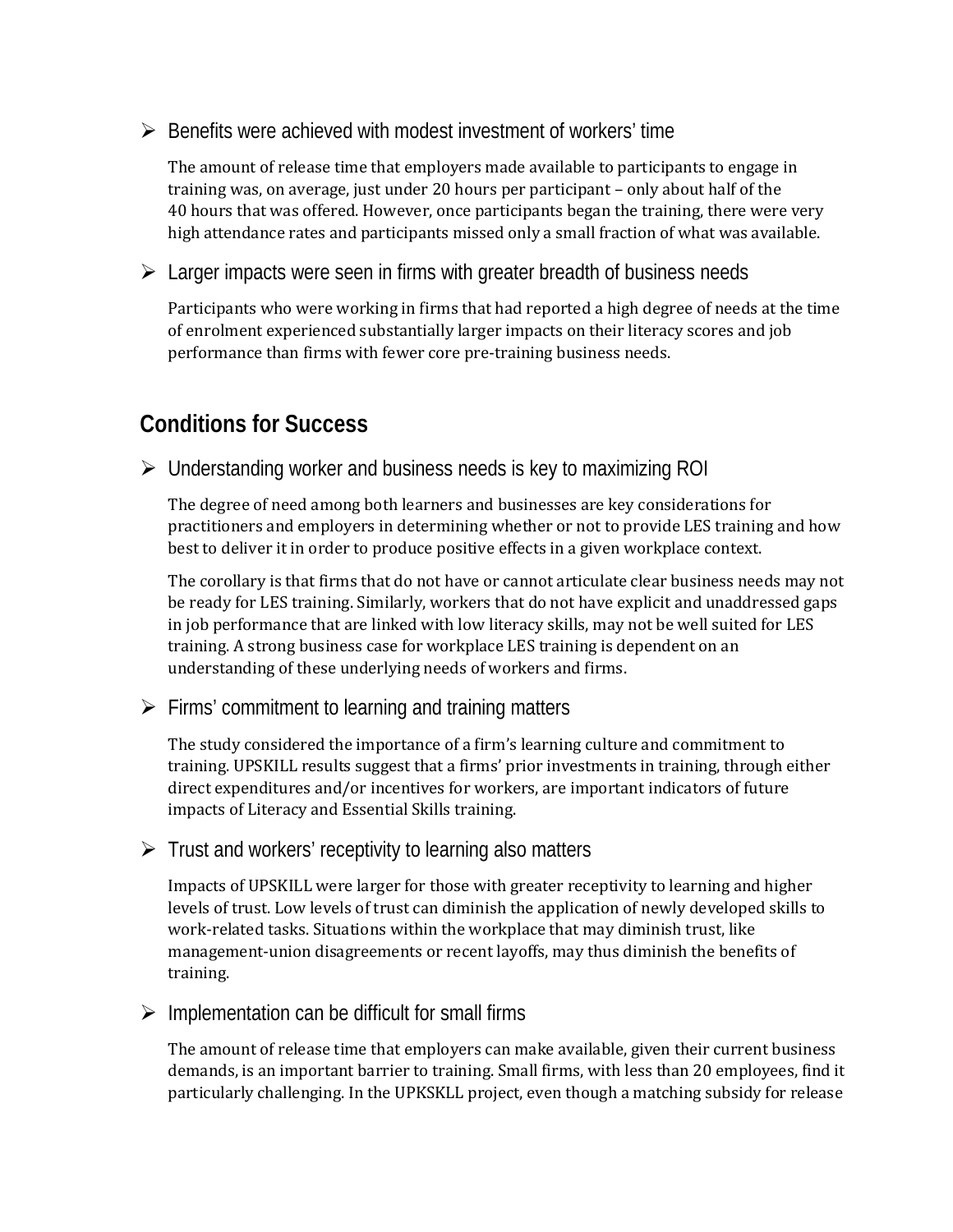- Benefits were achieved with modest investment of workers' time

  The amount of release time that employers made available to participants to engage in training was, on average, just under 20 hours per participant – only about half of the 40 hours that was offered. However, once participants began the training, there were very high attendance rates and participants missed only a small fraction of what was available.

- Larger impacts were seen in firms with greater breadth of business needs

  Participants who were working in firms that had reported a high degree of needs at the time of enrolment experienced substantially larger impacts on their literacy scores and job performance than firms with fewer core pre-training business needs.

## Conditions for Success

- Understanding worker and business needs is key to maximizing ROI

  The degree of need among both learners and businesses are key considerations for practitioners and employers in determining whether or not to provide LES training and how best to deliver it in order to produce positive effects in a given workplace context.

  The corollary is that firms that do not have or cannot articulate clear business needs may not be ready for LES training. Similarly, workers that do not have explicit and unaddressed gaps in job performance that are linked with low literacy skills, may not be well suited for LES training. A strong business case for workplace LES training is dependent on an understanding of these underlying needs of workers and firms.

- Firms' commitment to learning and training matters

  The study considered the importance of a firm's learning culture and commitment to training. UPSKILL results suggest that a firms' prior investments in training, through either direct expenditures and/or incentives for workers, are important indicators of future impacts of Literacy and Essential Skills training.

- Trust and workers' receptivity to learning also matters

  Impacts of UPSKILL were larger for those with greater receptivity to learning and higher levels of trust. Low levels of trust can diminish the application of newly developed skills to work-related tasks. Situations within the workplace that may diminish trust, like management-union disagreements or recent layoffs, may thus diminish the benefits of training.

- Implementation can be difficult for small firms

  The amount of release time that employers can make available, given their current business demands, is an important barrier to training. Small firms, with less than 20 employees, find it particularly challenging. In the UPKSKLL project, even though a matching subsidy for release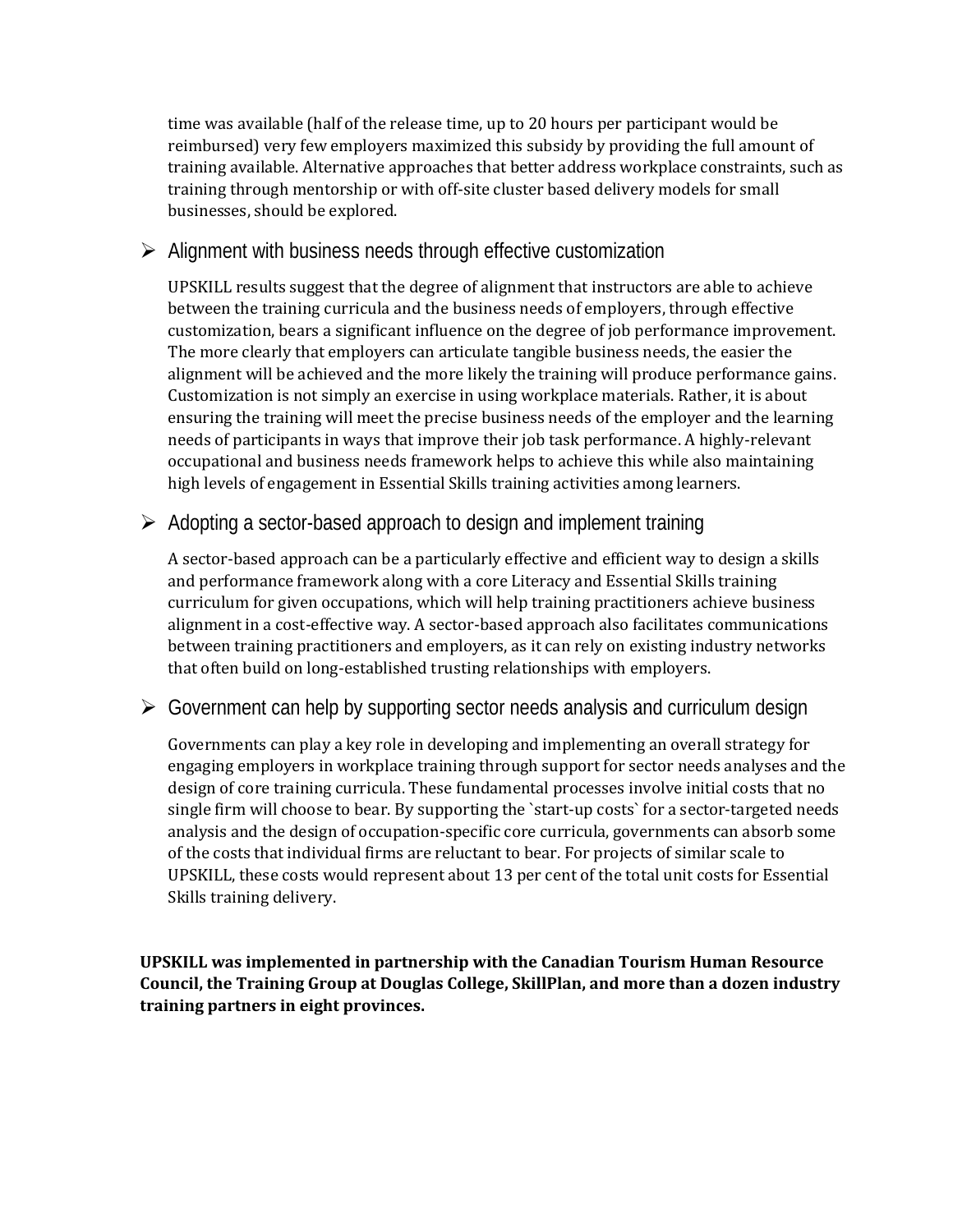time was available (half of the release time, up to 20 hours per participant would be reimbursed) very few employers maximized this subsidy by providing the full amount of training available. Alternative approaches that better address workplace constraints, such as training through mentorship or with off-site cluster based delivery models for small businesses, should be explored.

- Alignment with business needs through effective customization

  UPSKILL results suggest that the degree of alignment that instructors are able to achieve between the training curricula and the business needs of employers, through effective customization, bears a significant influence on the degree of job performance improvement. The more clearly that employers can articulate tangible business needs, the easier the alignment will be achieved and the more likely the training will produce performance gains. Customization is not simply an exercise in using workplace materials. Rather, it is about ensuring the training will meet the precise business needs of the employer and the learning needs of participants in ways that improve their job task performance. A highly-relevant occupational and business needs framework helps to achieve this while also maintaining high levels of engagement in Essential Skills training activities among learners.

- Adopting a sector-based approach to design and implement training

  A sector-based approach can be a particularly effective and efficient way to design a skills and performance framework along with a core Literacy and Essential Skills training curriculum for given occupations, which will help training practitioners achieve business alignment in a cost-effective way. A sector-based approach also facilitates communications between training practitioners and employers, as it can rely on existing industry networks that often build on long-established trusting relationships with employers.

- Government can help by supporting sector needs analysis and curriculum design

  Governments can play a key role in developing and implementing an overall strategy for engaging employers in workplace training through support for sector needs analyses and the design of core training curricula. These fundamental processes involve initial costs that no single firm will choose to bear. By supporting the `start-up costs` for a sector-targeted needs analysis and the design of occupation-specific core curricula, governments can absorb some of the costs that individual firms are reluctant to bear. For projects of similar scale to UPSKILL, these costs would represent about 13 per cent of the total unit costs for Essential Skills training delivery.

**UPSKILL was implemented in partnership with the Canadian Tourism Human Resource Council, the Training Group at Douglas College, SkillPlan, and more than a dozen industry training partners in eight provinces.**